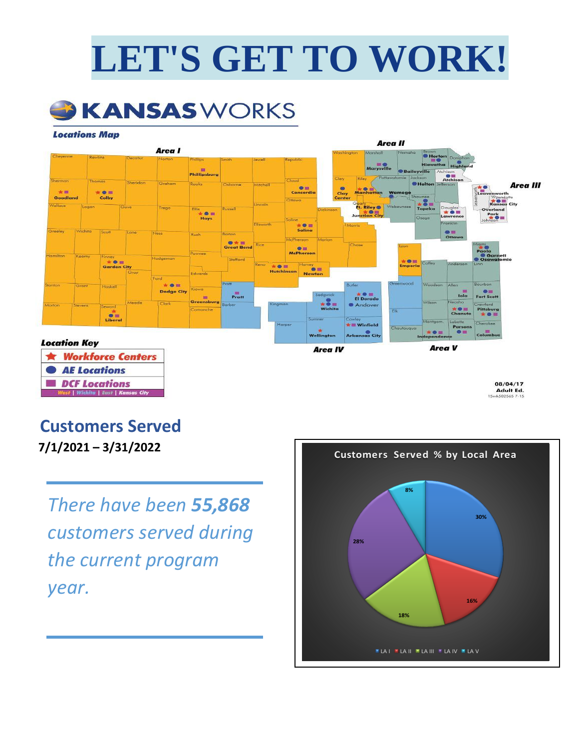# LET'S GET TO WORK!

## KANSASWORKS

**Locations Map**

**Area I** | **Area II** | **Area III** | **Area IV** | **Area V**

**Location Key**

- ★ Workforce Centers
- ● AE Locations
- ■ DCF Locations

West | Wichita | East | Kansas City

08/04/17
Adult Ed.
15mb582565 7-15

## Customers Served

**7/1/2021 – 3/31/2022**

*There have been **55,868** customers served during the current program year.*

**Customers Served % by Local Area**

| Local Area | % |
|---|---|
| LA I | 30% |
| LA II | 16% |
| LA III | 18% |
| LA IV | 28% |
| LA V | 8% |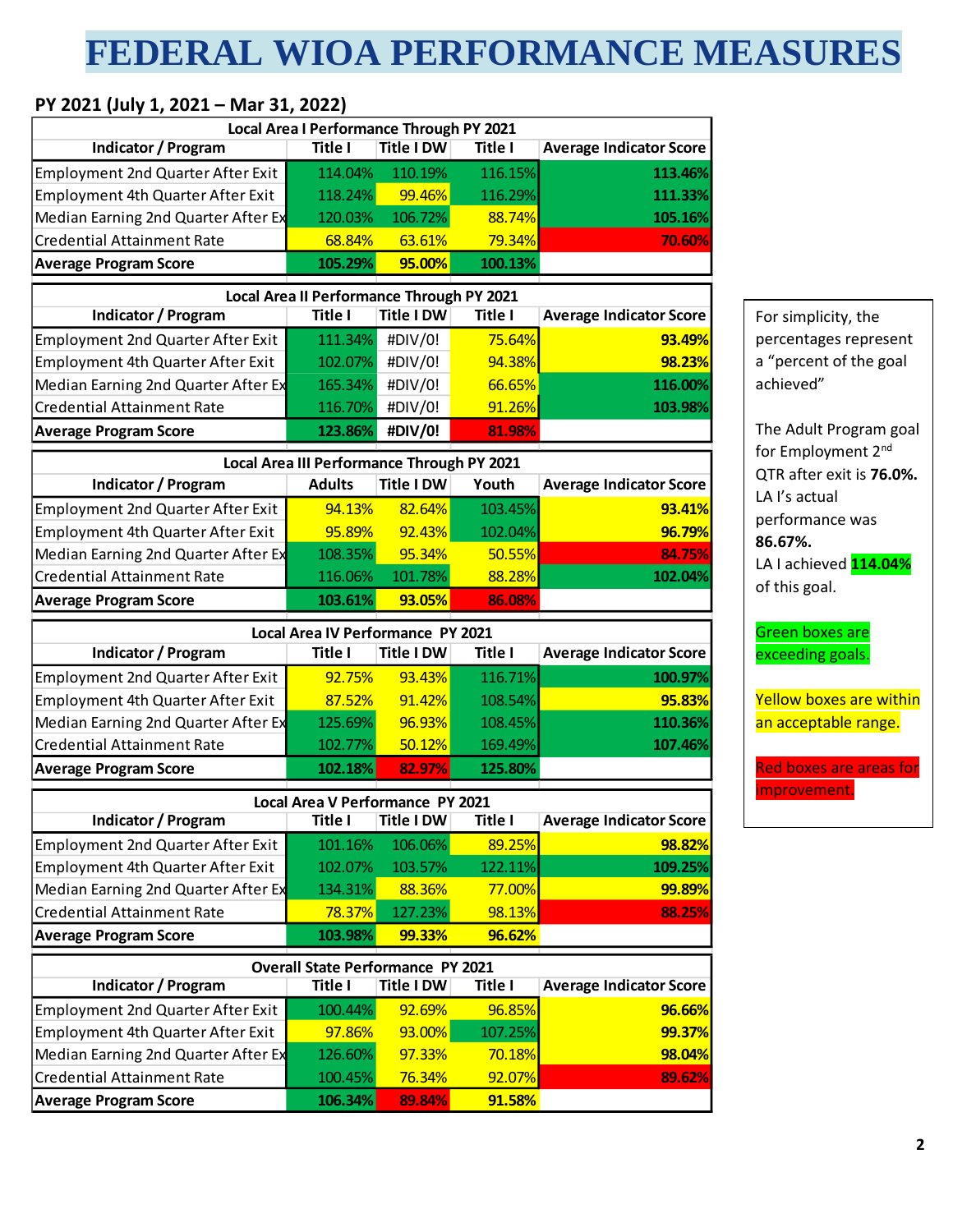# FEDERAL WIOA PERFORMANCE MEASURES

**PY 2021 (July 1, 2021 – Mar 31, 2022)**

| Local Area I Performance Through PY 2021 | | | | |
|---|---|---|---|---|
| **Indicator / Program** | **Title I** | **Title I DW** | **Title I** | **Average Indicator Score** |
| Employment 2nd Quarter After Exit | 114.04% | 110.19% | 116.15% | **113.46%** |
| Employment 4th Quarter After Exit | 118.24% | 99.46% | 116.29% | **111.33%** |
| Median Earning 2nd Quarter After Ex | 120.03% | 106.72% | 88.74% | **105.16%** |
| Credential Attainment Rate | 68.84% | 63.61% | 79.34% | **70.60%** |
| **Average Program Score** | **105.29%** | **95.00%** | **100.13%** | |

| Local Area II Performance Through PY 2021 | | | | |
|---|---|---|---|---|
| **Indicator / Program** | **Title I** | **Title I DW** | **Title I** | **Average Indicator Score** |
| Employment 2nd Quarter After Exit | 111.34% | #DIV/0! | 75.64% | **93.49%** |
| Employment 4th Quarter After Exit | 102.07% | #DIV/0! | 94.38% | **98.23%** |
| Median Earning 2nd Quarter After Ex | 165.34% | #DIV/0! | 66.65% | **116.00%** |
| Credential Attainment Rate | 116.70% | #DIV/0! | 91.26% | **103.98%** |
| **Average Program Score** | **123.86%** | **#DIV/0!** | **81.98%** | |

| Local Area III Performance Through PY 2021 | | | | |
|---|---|---|---|---|
| **Indicator / Program** | **Adults** | **Title I DW** | **Youth** | **Average Indicator Score** |
| Employment 2nd Quarter After Exit | 94.13% | 82.64% | 103.45% | **93.41%** |
| Employment 4th Quarter After Exit | 95.89% | 92.43% | 102.04% | **96.79%** |
| Median Earning 2nd Quarter After Ex | 108.35% | 95.34% | 50.55% | **84.75%** |
| Credential Attainment Rate | 116.06% | 101.78% | 88.28% | **102.04%** |
| **Average Program Score** | **103.61%** | **93.05%** | **86.08%** | |

| Local Area IV Performance PY 2021 | | | | |
|---|---|---|---|---|
| **Indicator / Program** | **Title I** | **Title I DW** | **Title I** | **Average Indicator Score** |
| Employment 2nd Quarter After Exit | 92.75% | 93.43% | 116.71% | **100.97%** |
| Employment 4th Quarter After Exit | 87.52% | 91.42% | 108.54% | **95.83%** |
| Median Earning 2nd Quarter After Ex | 125.69% | 96.93% | 108.45% | **110.36%** |
| Credential Attainment Rate | 102.77% | 50.12% | 169.49% | **107.46%** |
| **Average Program Score** | **102.18%** | **82.97%** | **125.80%** | |

| Local Area V Performance PY 2021 | | | | |
|---|---|---|---|---|
| **Indicator / Program** | **Title I** | **Title I DW** | **Title I** | **Average Indicator Score** |
| Employment 2nd Quarter After Exit | 101.16% | 106.06% | 89.25% | **98.82%** |
| Employment 4th Quarter After Exit | 102.07% | 103.57% | 122.11% | **109.25%** |
| Median Earning 2nd Quarter After Ex | 134.31% | 88.36% | 77.00% | **99.89%** |
| Credential Attainment Rate | 78.37% | 127.23% | 98.13% | **88.25%** |
| **Average Program Score** | **103.98%** | **99.33%** | **96.62%** | |

| Overall State Performance PY 2021 | | | | |
|---|---|---|---|---|
| **Indicator / Program** | **Title I** | **Title I DW** | **Title I** | **Average Indicator Score** |
| Employment 2nd Quarter After Exit | 100.44% | 92.69% | 96.85% | **96.66%** |
| Employment 4th Quarter After Exit | 97.86% | 93.00% | 107.25% | **99.37%** |
| Median Earning 2nd Quarter After Ex | 126.60% | 97.33% | 70.18% | **98.04%** |
| Credential Attainment Rate | 100.45% | 76.34% | 92.07% | **89.62%** |
| **Average Program Score** | **106.34%** | **89.84%** | **91.58%** | |

For simplicity, the percentages represent a "percent of the goal achieved"

The Adult Program goal for Employment 2nd QTR after exit is **76.0%.** LA I's actual performance was **86.67%.** LA I achieved **114.04%** of this goal.

Green boxes are exceeding goals.

Yellow boxes are within an acceptable range.

Red boxes are areas for improvement.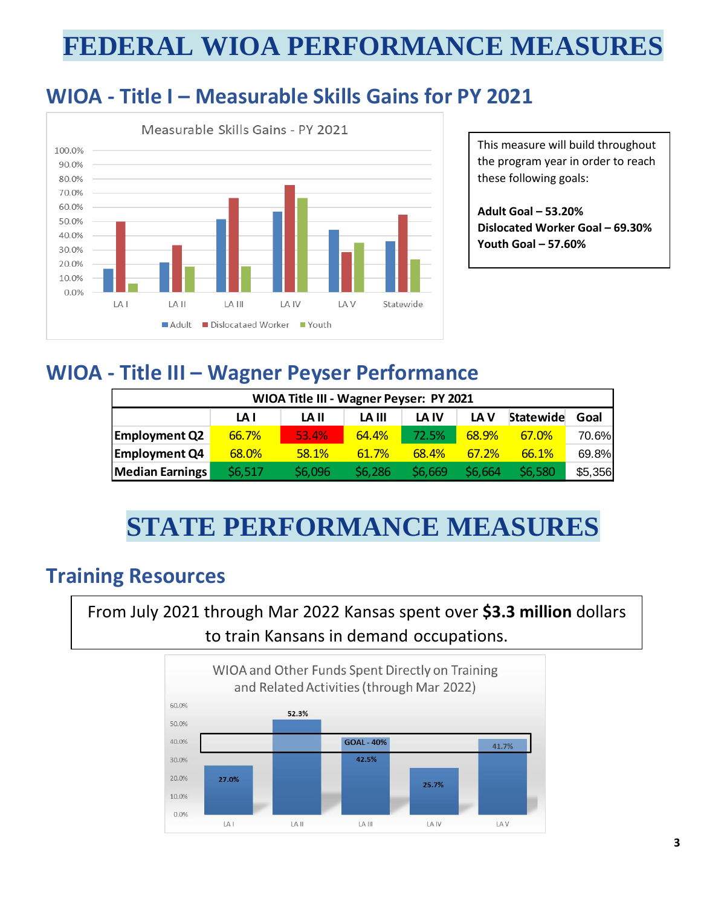# FEDERAL WIOA PERFORMANCE MEASURES

## WIOA - Title I – Measurable Skills Gains for PY 2021

Measurable Skills Gains - PY 2021

This measure will build throughout the program year in order to reach these following goals:

**Adult Goal – 53.20%**
**Dislocated Worker Goal – 69.30%**
**Youth Goal – 57.60%**

## WIOA - Title III – Wagner Peyser Performance

| WIOA Title III - Wagner Peyser: PY 2021 | | | | | | | |
|---|---|---|---|---|---|---|---|
| | LA I | LA II | LA III | LA IV | LA V | Statewide | Goal |
| Employment Q2 | 66.7% | 53.4% | 64.4% | 72.5% | 68.9% | 67.0% | 70.6% |
| Employment Q4 | 68.0% | 58.1% | 61.7% | 68.4% | 67.2% | 66.1% | 69.8% |
| Median Earnings | $6,517 | $6,096 | $6,286 | $6,669 | $6,664 | $6,580 | $5,356 |

# STATE PERFORMANCE MEASURES

## Training Resources

From July 2021 through Mar 2022 Kansas spent over **$3.3 million** dollars to train Kansans in demand occupations.

WIOA and Other Funds Spent Directly on Training and Related Activities (through Mar 2022)

| | LA I | LA II | LA III | LA IV | LA V |
|---|---|---|---|---|---|
| Percent | 27.0% | 52.3% | 42.5% | 25.7% | 41.7% |

GOAL - 40%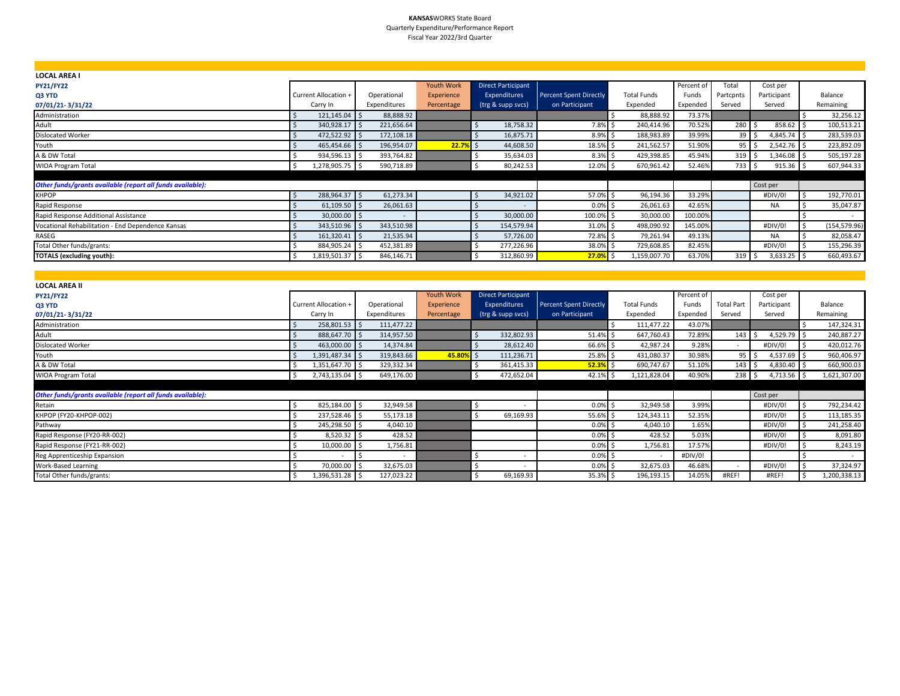**KANSAS**WORKS State Board
Quarterly Expenditure/Performance Report
Fiscal Year 2022/3rd Quarter

**LOCAL AREA I**

| **PY21/FY22** **Q3 YTD** **07/01/21- 3/31/22** | Current Allocation + Carry In | Operational Expenditures | Youth Work Experience Percentage | Direct Participant Expenditures (trg & supp svcs) | Percent Spent Directly on Participant | Total Funds Expended | Percent of Funds Expended | Total Partcpnts Served | Cost per Participant Served | Balance Remaining |
|---|---|---|---|---|---|---|---|---|---|---|
| Administration | $ 121,145.04 | $ 88,888.92 | | | | $ 88,888.92 | 73.37% | | | $ 32,256.12 |
| Adult | $ 340,928.17 | $ 221,656.64 | | $ 18,758.32 | 7.8% | $ 240,414.96 | 70.52% | 280 | $ 858.62 | $ 100,513.21 |
| Dislocated Worker | $ 472,522.92 | $ 172,108.18 | | $ 16,875.71 | 8.9% | $ 188,983.89 | 39.99% | 39 | $ 4,845.74 | $ 283,539.03 |
| Youth | $ 465,454.66 | $ 196,954.07 | 22.7% | $ 44,608.50 | 18.5% | $ 241,562.57 | 51.90% | 95 | $ 2,542.76 | $ 223,892.09 |
| A & DW Total | $ 934,596.13 | $ 393,764.82 | | $ 35,634.03 | 8.3% | $ 429,398.85 | 45.94% | 319 | $ 1,346.08 | $ 505,197.28 |
| WIOA Program Total | $ 1,278,905.75 | $ 590,718.89 | | $ 80,242.53 | 12.0% | $ 670,961.42 | 52.46% | 733 | $ 915.36 | $ 607,944.33 |
| ***Other funds/grants available (report all funds available):*** | | | | | | | | | Cost per | |
| KHPOP | $ 288,964.37 | $ 61,273.34 | | $ 34,921.02 | 57.0% | $ 96,194.36 | 33.29% | | #DIV/0! | $ 192,770.01 |
| Rapid Response | $ 61,109.50 | $ 26,061.63 | | $ - | 0.0% | $ 26,061.63 | 42.65% | | NA | $ 35,047.87 |
| Rapid Response Additional Assistance | $ 30,000.00 | $ - | | $ 30,000.00 | 100.0% | $ 30,000.00 | 100.00% | | | $ - |
| Vocational Rehabilitation - End Dependence Kansas | $ 343,510.96 | $ 343,510.98 | | $ 154,579.94 | 31.0% | $ 498,090.92 | 145.00% | | #DIV/0! | $ (154,579.96) |
| RASEG | $ 161,320.41 | $ 21,535.94 | | $ 57,726.00 | 72.8% | $ 79,261.94 | 49.13% | | NA | $ 82,058.47 |
| Total Other funds/grants: | $ 884,905.24 | $ 452,381.89 | | $ 277,226.96 | 38.0% | $ 729,608.85 | 82.45% | | #DIV/0! | $ 155,296.39 |
| **TOTALS (excluding youth):** | $ 1,819,501.37 | $ 846,146.71 | | $ 312,860.99 | 27.0% | $ 1,159,007.70 | 63.70% | 319 | $ 3,633.25 | $ 660,493.67 |

**LOCAL AREA II**

| **PY21/FY22** **Q3 YTD** **07/01/21- 3/31/22** | Current Allocation + Carry In | Operational Expenditures | Youth Work Experience Percentage | Direct Participant Expenditures (trg & supp svcs) | Percent Spent Directly on Participant | Total Funds Expended | Percent of Funds Expended | Total Part Served | Cost per Participant Served | Balance Remaining |
|---|---|---|---|---|---|---|---|---|---|---|
| Administration | $ 258,801.53 | $ 111,477.22 | | | | $ 111,477.22 | 43.07% | | | $ 147,324.31 |
| Adult | $ 888,647.70 | $ 314,957.50 | | $ 332,802.93 | 51.4% | $ 647,760.43 | 72.89% | 143 | $ 4,529.79 | $ 240,887.27 |
| Dislocated Worker | $ 463,000.00 | $ 14,374.84 | | $ 28,612.40 | 66.6% | $ 42,987.24 | 9.28% | - | #DIV/0! | $ 420,012.76 |
| Youth | $ 1,391,487.34 | $ 319,843.66 | 45.80% | $ 111,236.71 | 25.8% | $ 431,080.37 | 30.98% | 95 | $ 4,537.69 | $ 960,406.97 |
| A & DW Total | $ 1,351,647.70 | $ 329,332.34 | | $ 361,415.33 | 52.3% | $ 690,747.67 | 51.10% | 143 | $ 4,830.40 | $ 660,900.03 |
| WIOA Program Total | $ 2,743,135.04 | $ 649,176.00 | | $ 472,652.04 | 42.1% | $ 1,121,828.04 | 40.90% | 238 | $ 4,713.56 | $ 1,621,307.00 |
| ***Other funds/grants available (report all funds available):*** | | | | | | | | | Cost per | |
| Retain | $ 825,184.00 | $ 32,949.58 | | $ - | 0.0% | $ 32,949.58 | 3.99% | | #DIV/0! | $ 792,234.42 |
| KHPOP (FY20-KHPOP-002) | $ 237,528.46 | $ 55,173.18 | | $ 69,169.93 | 55.6% | $ 124,343.11 | 52.35% | | #DIV/0! | $ 113,185.35 |
| Pathway | $ 245,298.50 | $ 4,040.10 | | | 0.0% | $ 4,040.10 | 1.65% | | #DIV/0! | $ 241,258.40 |
| Rapid Response (FY20-RR-002) | $ 8,520.32 | $ 428.52 | | | 0.0% | $ 428.52 | 5.03% | | #DIV/0! | $ 8,091.80 |
| Rapid Response (FY21-RR-002) | $ 10,000.00 | $ 1,756.81 | | | 0.0% | $ 1,756.81 | 17.57% | | #DIV/0! | $ 8,243.19 |
| Reg Apprenticeship Expansion | $ - | $ - | | $ - | 0.0% | $ - | #DIV/0! | | | $ - |
| Work-Based Learning | $ 70,000.00 | $ 32,675.03 | | $ - | 0.0% | $ 32,675.03 | 46.68% | - | #DIV/0! | $ 37,324.97 |
| Total Other funds/grants: | $ 1,396,531.28 | $ 127,023.22 | | $ 69,169.93 | 35.3% | $ 196,193.15 | 14.05% | #REF! | #REF! | $ 1,200,338.13 |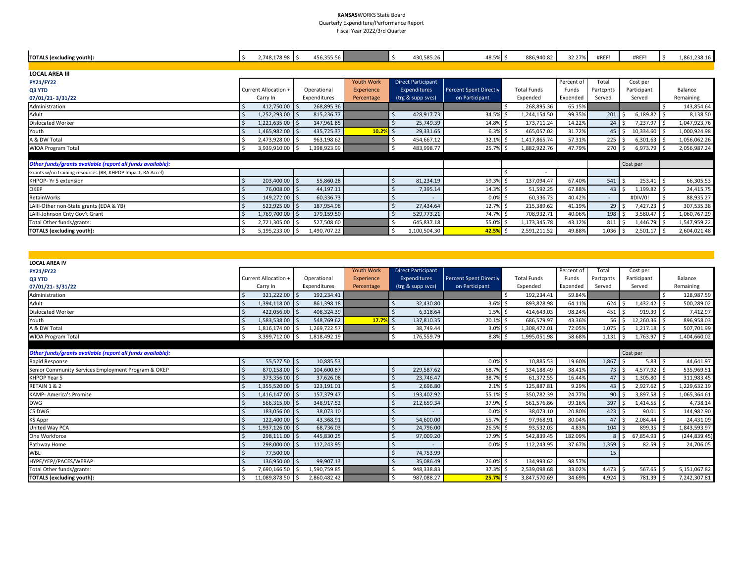**KANSAS**WORKS State Board
Quarterly Expenditure/Performance Report
Fiscal Year 2022/3rd Quarter

| TOTALS (excluding youth): | $ 2,748,178.98 | $ 456,355.56 | | $ 430,585.26 | 48.5% | $ 886,940.82 | 32.27% | #REF! | #REF! | $ 1,861,238.16 |
|---|---|---|---|---|---|---|---|---|---|---|

**LOCAL AREA III**

| PY21/FY22<br>Q3 YTD<br>07/01/21- 3/31/22 | Current Allocation + Carry In | Operational Expenditures | Youth Work Experience Percentage | Direct Participant Expenditures (trg & supp svcs) | Percent Spent Directly on Participant | Total Funds Expended | Percent of Funds Expended | Total Partcpnts Served | Cost per Participant Served | Balance Remaining |
|---|---|---|---|---|---|---|---|---|---|---|
| Administration | $ 412,750.00 | $ 268,895.36 | | | | $ 268,895.36 | 65.15% | | | $ 143,854.64 |
| Adult | $ 1,252,293.00 | $ 815,236.77 | | $ 428,917.73 | 34.5% | $ 1,244,154.50 | 99.35% | 201 | $ 6,189.82 | $ 8,138.50 |
| Dislocated Worker | $ 1,221,635.00 | $ 147,961.85 | | $ 25,749.39 | 14.8% | $ 173,711.24 | 14.22% | 24 | $ 7,237.97 | $ 1,047,923.76 |
| Youth | $ 1,465,982.00 | $ 435,725.37 | 10.2% | $ 29,331.65 | 6.3% | $ 465,057.02 | 31.72% | 45 | $ 10,334.60 | $ 1,000,924.98 |
| A & DW Total | $ 2,473,928.00 | $ 963,198.62 | | $ 454,667.12 | 32.1% | $ 1,417,865.74 | 57.31% | 225 | $ 6,301.63 | $ 1,056,062.26 |
| WIOA Program Total | $ 3,939,910.00 | $ 1,398,923.99 | | $ 483,998.77 | 25.7% | $ 1,882,922.76 | 47.79% | 270 | $ 6,973.79 | $ 2,056,987.24 |
| *Other funds/grants available (report all funds available):* | | | | | | | | | Cost per | |
| Grants w/no training resources (RR, KHPOP Impact, RA Accel) | | | | | | $ - | | | | |
| KHPOP- Yr 5 extension | $ 203,400.00 | $ 55,860.28 | | $ 81,234.19 | 59.3% | $ 137,094.47 | 67.40% | 541 | $ 253.41 | $ 66,305.53 |
| OKEP | $ 76,008.00 | $ 44,197.11 | | $ 7,395.14 | 14.3% | $ 51,592.25 | 67.88% | 43 | $ 1,199.82 | $ 24,415.75 |
| RetainWorks | $ 149,272.00 | $ 60,336.73 | | $ - | 0.0% | $ 60,336.73 | 40.42% | - | #DIV/0! | $ 88,935.27 |
| LAIII-Other non-State grants (EDA & YB) | $ 522,925.00 | $ 187,954.98 | | $ 27,434.64 | 12.7% | $ 215,389.62 | 41.19% | 29 | $ 7,427.23 | $ 307,535.38 |
| LAIII-Johnson Cnty Gov't Grant | $ 1,769,700.00 | $ 179,159.50 | | $ 529,773.21 | 74.7% | $ 708,932.71 | 40.06% | 198 | $ 3,580.47 | $ 1,060,767.29 |
| Total Other funds/grants: | $ 2,721,305.00 | $ 527,508.60 | | $ 645,837.18 | 55.0% | $ 1,173,345.78 | 43.12% | 811 | $ 1,446.79 | $ 1,547,959.22 |
| **TOTALS (excluding youth):** | $ 5,195,233.00 | $ 1,490,707.22 | | $ 1,100,504.30 | 42.5% | $ 2,591,211.52 | 49.88% | 1,036 | $ 2,501.17 | $ 2,604,021.48 |

**LOCAL AREA IV**

| PY21/FY22<br>Q3 YTD<br>07/01/21- 3/31/22 | Current Allocation + Carry In | Operational Expenditures | Youth Work Experience Percentage | Direct Participant Expenditures (trg & supp svcs) | Percent Spent Directly on Participant | Total Funds Expended | Percent of Funds Expended | Total Partcpnts Served | Cost per Participant Served | Balance Remaining |
|---|---|---|---|---|---|---|---|---|---|---|
| Administration | $ 321,222.00 | $ 192,234.41 | | | | $ 192,234.41 | 59.84% | | | $ 128,987.59 |
| Adult | $ 1,394,118.00 | $ 861,398.18 | | $ 32,430.80 | 3.6% | $ 893,828.98 | 64.11% | 624 | $ 1,432.42 | $ 500,289.02 |
| Dislocated Worker | $ 422,056.00 | $ 408,324.39 | | $ 6,318.64 | 1.5% | $ 414,643.03 | 98.24% | 451 | $ 919.39 | $ 7,412.97 |
| Youth | $ 1,583,538.00 | $ 548,769.62 | 17.7% | $ 137,810.35 | 20.1% | $ 686,579.97 | 43.36% | 56 | $ 12,260.36 | $ 896,958.03 |
| A & DW Total | $ 1,816,174.00 | $ 1,269,722.57 | | $ 38,749.44 | 3.0% | $ 1,308,472.01 | 72.05% | 1,075 | $ 1,217.18 | $ 507,701.99 |
| WIOA Program Total | $ 3,399,712.00 | $ 1,818,492.19 | | $ 176,559.79 | 8.8% | $ 1,995,051.98 | 58.68% | 1,131 | $ 1,763.97 | $ 1,404,660.02 |
| *Other funds/grants available (report all funds available):* | | | | | | | | | Cost per | |
| Rapid Response | $ 55,527.50 | $ 10,885.53 | | | 0.0% | $ 10,885.53 | 19.60% | 1,867 | $ 5.83 | $ 44,641.97 |
| Senior Community Services Employment Program & OKEP | $ 870,158.00 | $ 104,600.87 | | $ 229,587.62 | 68.7% | $ 334,188.49 | 38.41% | 73 | $ 4,577.92 | $ 535,969.51 |
| KHPOP Year 5 | $ 373,356.00 | $ 37,626.08 | | $ 23,746.47 | 38.7% | $ 61,372.55 | 16.44% | 47 | $ 1,305.80 | $ 311,983.45 |
| RETAIN 1 & 2 | $ 1,355,520.00 | $ 123,191.01 | | $ 2,696.80 | 2.1% | $ 125,887.81 | 9.29% | 43 | $ 2,927.62 | $ 1,229,632.19 |
| KAMP- America's Promise | $ 1,416,147.00 | $ 157,379.47 | | $ 193,402.92 | 55.1% | $ 350,782.39 | 24.77% | 90 | $ 3,897.58 | $ 1,065,364.61 |
| DWG | $ 566,315.00 | $ 348,917.52 | | $ 212,659.34 | 37.9% | $ 561,576.86 | 99.16% | 397 | $ 1,414.55 | $ 4,738.14 |
| CS DWG | $ 183,056.00 | $ 38,073.10 | | $ - | 0.0% | $ 38,073.10 | 20.80% | 423 | $ 90.01 | $ 144,982.90 |
| KS Appr | $ 122,400.00 | $ 43,368.91 | | $ 54,600.00 | 55.7% | $ 97,968.91 | 80.04% | 47 | $ 2,084.44 | $ 24,431.09 |
| United Way PCA | $ 1,937,126.00 | $ 68,736.03 | | $ 24,796.00 | 26.5% | $ 93,532.03 | 4.83% | 104 | $ 899.35 | $ 1,843,593.97 |
| One Workforce | $ 298,111.00 | $ 445,830.25 | | $ 97,009.20 | 17.9% | $ 542,839.45 | 182.09% | 8 | $ 67,854.93 | $ (244,839.45) |
| Pathway Home | $ 298,000.00 | $ 112,243.95 | | $ - | 0.0% | $ 112,243.95 | 37.67% | 1,359 | $ 82.59 | $ 24,706.05 |
| WBL | $ 77,500.00 | | | $ 74,753.99 | | | | 15 | | |
| HYPE/YEP//PACES/WERAP | $ 136,950.00 | $ 99,907.13 | | $ 35,086.49 | 26.0% | $ 134,993.62 | 98.57% | | | |
| Total Other funds/grants: | $ 7,690,166.50 | $ 1,590,759.85 | | $ 948,338.83 | 37.3% | $ 2,539,098.68 | 33.02% | 4,473 | $ 567.65 | $ 5,151,067.82 |
| **TOTALS (excluding youth):** | $ 11,089,878.50 | $ 2,860,482.42 | | $ 987,088.27 | 25.7% | $ 3,847,570.69 | 34.69% | 4,924 | $ 781.39 | $ 7,242,307.81 |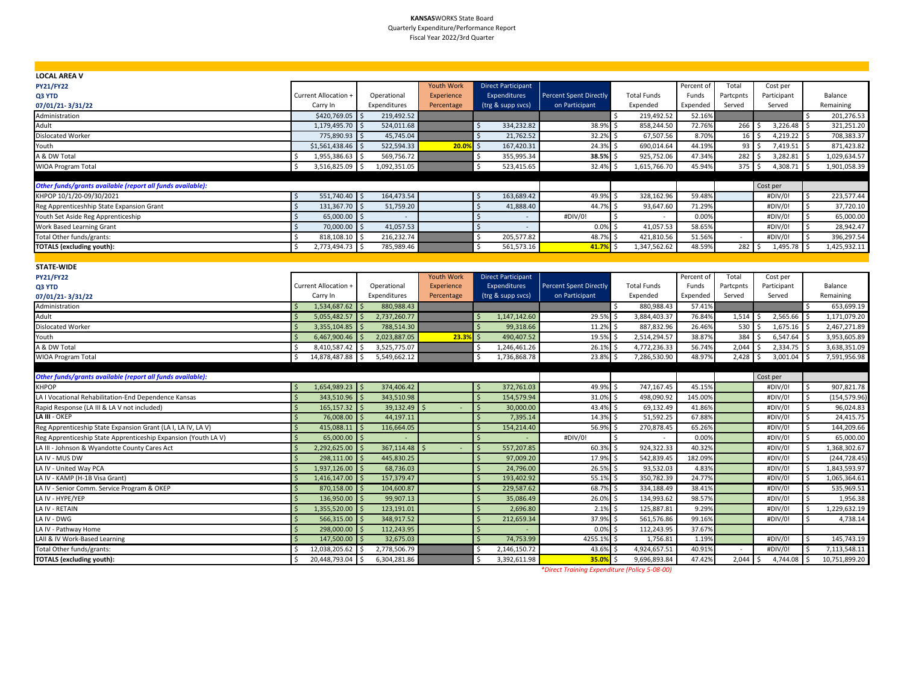**KANSAS**WORKS State Board
Quarterly Expenditure/Performance Report
Fiscal Year 2022/3rd Quarter

**LOCAL AREA V**

| **PY21/FY22** **Q3 YTD** **07/01/21- 3/31/22** | Current Allocation + Carry In | Operational Expenditures | Youth Work Experience Percentage | Direct Participant Expenditures (trg & supp svcs) | Percent Spent Directly on Participant | Total Funds Expended | Percent of Funds Expended | Total Partcpnts Served | Cost per Participant Served | Balance Remaining |
|---|---|---|---|---|---|---|---|---|---|---|
| Administration | $420,769.05 | $ 219,492.52 | | | | $ 219,492.52 | 52.16% | | | $ 201,276.53 |
| Adult | 1,179,495.70 | $ 524,011.68 | | $ 334,232.82 | 38.9% | $ 858,244.50 | 72.76% | 266 | $ 3,226.48 | $ 321,251.20 |
| Dislocated Worker | 775,890.93 | $ 45,745.04 | | $ 21,762.52 | 32.2% | $ 67,507.56 | 8.70% | 16 | $ 4,219.22 | $ 708,383.37 |
| Youth | $1,561,438.46 | $ 522,594.33 | **20.0%** | $ 167,420.31 | 24.3% | $ 690,014.64 | 44.19% | 93 | $ 7,419.51 | $ 871,423.82 |
| A & DW Total | $ 1,955,386.63 | $ 569,756.72 | | $ 355,995.34 | **38.5%** | $ 925,752.06 | 47.34% | 282 | $ 3,282.81 | $ 1,029,634.57 |
| WIOA Program Total | $ 3,516,825.09 | $ 1,092,351.05 | | $ 523,415.65 | 32.4% | $ 1,615,766.70 | 45.94% | 375 | $ 4,308.71 | $ 1,901,058.39 |
| ***Other funds/grants available (report all funds available):*** | | | | | | | | | Cost per | |
| KHPOP 10/1/20-09/30/2021 | $ 551,740.40 | $ 164,473.54 | | $ 163,689.42 | 49.9% | $ 328,162.96 | 59.48% | | #DIV/0! | $ 223,577.44 |
| Reg Apprenticeshhip State Expansion Grant | $ 131,367.70 | $ 51,759.20 | | $ 41,888.40 | 44.7% | $ 93,647.60 | 71.29% | | #DIV/0! | $ 37,720.10 |
| Youth Set Aside Reg Apprenticeship | $ 65,000.00 | $ - | | $ - | #DIV/0! | $ - | 0.00% | | #DIV/0! | $ 65,000.00 |
| Work Based Learning Grant | $ 70,000.00 | $ 41,057.53 | | $ - | 0.0% | $ 41,057.53 | 58.65% | | #DIV/0! | $ 28,942.47 |
| Total Other funds/grants: | $ 818,108.10 | $ 216,232.74 | | $ 205,577.82 | 48.7% | $ 421,810.56 | 51.56% | - | #DIV/0! | $ 396,297.54 |
| **TOTALS (excluding youth):** | $ 2,773,494.73 | $ 785,989.46 | | $ 561,573.16 | **41.7%** | $ 1,347,562.62 | 48.59% | 282 | $ 1,495.78 | $ 1,425,932.11 |

**STATE-WIDE**

| **PY21/FY22** **Q3 YTD** **07/01/21- 3/31/22** | Current Allocation + Carry In | Operational Expenditures | Youth Work Experience Percentage | Direct Participant Expenditures (trg & supp svcs) | Percent Spent Directly on Participant | Total Funds Expended | Percent of Funds Expended | Total Partcpnts Served | Cost per Participant Served | Balance Remaining |
|---|---|---|---|---|---|---|---|---|---|---|
| Administration | $ 1,534,687.62 | $ 880,988.43 | | | | $ 880,988.43 | 57.41% | | | $ 653,699.19 |
| Adult | $ 5,055,482.57 | $ 2,737,260.77 | | $ 1,147,142.60 | 29.5% | $ 3,884,403.37 | 76.84% | 1,514 | $ 2,565.66 | $ 1,171,079.20 |
| Dislocated Worker | $ 3,355,104.85 | $ 788,514.30 | | $ 99,318.66 | 11.2% | $ 887,832.96 | 26.46% | 530 | $ 1,675.16 | $ 2,467,271.89 |
| Youth | $ 6,467,900.46 | $ 2,023,887.05 | **23.3%** | $ 490,407.52 | 19.5% | $ 2,514,294.57 | 38.87% | 384 | $ 6,547.64 | $ 3,953,605.89 |
| A & DW Total | $ 8,410,587.42 | $ 3,525,775.07 | | $ 1,246,461.26 | 26.1% | $ 4,772,236.33 | 56.74% | 2,044 | $ 2,334.75 | $ 3,638,351.09 |
| WIOA Program Total | $ 14,878,487.88 | $ 5,549,662.12 | | $ 1,736,868.78 | 23.8% | $ 7,286,530.90 | 48.97% | 2,428 | $ 3,001.04 | $ 7,591,956.98 |
| ***Other funds/grants available (report all funds available):*** | | | | | | | | | Cost per | |
| KHPOP | $ 1,654,989.23 | $ 374,406.42 | | $ 372,761.03 | 49.9% | $ 747,167.45 | 45.15% | | #DIV/0! | $ 907,821.78 |
| LA I Vocational Rehabilitation-End Dependence Kansas | $ 343,510.96 | $ 343,510.98 | | $ 154,579.94 | 31.0% | $ 498,090.92 | 145.00% | | #DIV/0! | $ (154,579.96) |
| Rapid Response (LA III & LA V not included) | $ 165,157.32 | $ 39,132.49 | $ - | $ 30,000.00 | 43.4% | $ 69,132.49 | 41.86% | | #DIV/0! | $ 96,024.83 |
| **LA III** - OKEP | $ 76,008.00 | $ 44,197.11 | | $ 7,395.14 | 14.3% | $ 51,592.25 | 67.88% | | #DIV/0! | $ 24,415.75 |
| Reg Apprenticeship State Expansion Grant (LA I, LA IV, LA V) | $ 415,088.11 | $ 116,664.05 | | $ 154,214.40 | 56.9% | $ 270,878.45 | 65.26% | | #DIV/0! | $ 144,209.66 |
| Reg Apprenticeship State Apprenticeship Expansion (Youth LA V) | $ 65,000.00 | $ - | | $ - | #DIV/0! | $ - | 0.00% | | #DIV/0! | $ 65,000.00 |
| LA III - Johnson & Wyandotte County Cares Act | $ 2,292,625.00 | $ 367,114.48 | $ - | $ 557,207.85 | 60.3% | $ 924,322.33 | 40.32% | | #DIV/0! | $ 1,368,302.67 |
| LA IV - MUS DW | $ 298,111.00 | $ 445,830.25 | | $ 97,009.20 | 17.9% | $ 542,839.45 | 182.09% | | #DIV/0! | $ (244,728.45) |
| LA IV - United Way PCA | $ 1,937,126.00 | $ 68,736.03 | | $ 24,796.00 | 26.5% | $ 93,532.03 | 4.83% | | #DIV/0! | $ 1,843,593.97 |
| LA IV - KAMP (H-1B Visa Grant) | $ 1,416,147.00 | $ 157,379.47 | | $ 193,402.92 | 55.1% | $ 350,782.39 | 24.77% | | #DIV/0! | $ 1,065,364.61 |
| LA IV - Senior Comm. Service Program & OKEP | $ 870,158.00 | $ 104,600.87 | | $ 229,587.62 | 68.7% | $ 334,188.49 | 38.41% | | #DIV/0! | $ 535,969.51 |
| LA IV - HYPE/YEP | $ 136,950.00 | $ 99,907.13 | | $ 35,086.49 | 26.0% | $ 134,993.62 | 98.57% | | #DIV/0! | $ 1,956.38 |
| LA IV - RETAIN | $ 1,355,520.00 | $ 123,191.01 | | $ 2,696.80 | 2.1% | $ 125,887.81 | 9.29% | | #DIV/0! | $ 1,229,632.19 |
| LA IV - DWG | $ 566,315.00 | $ 348,917.52 | | $ 212,659.34 | 37.9% | $ 561,576.86 | 99.16% | | #DIV/0! | $ 4,738.14 |
| LA IV - Pathway Home | $ 298,000.00 | $ 112,243.95 | | $ - | 0.0% | $ 112,243.95 | 37.67% | | | |
| LAII & IV Work-Based Learning | $ 147,500.00 | $ 32,675.03 | | $ 74,753.99 | 4255.1% | $ 1,756.81 | 1.19% | | #DIV/0! | $ 145,743.19 |
| Total Other funds/grants: | $ 12,038,205.62 | $ 2,778,506.79 | | $ 2,146,150.72 | 43.6% | $ 4,924,657.51 | 40.91% | - | #DIV/0! | $ 7,113,548.11 |
| **TOTALS (excluding youth):** | $ 20,448,793.04 | $ 6,304,281.86 | | $ 3,392,611.98 | **35.0%** | $ 9,696,893.84 | 47.42% | 2,044 | $ 4,744.08 | $ 10,751,899.20 |

*\*Direct Training Expenditure (Policy 5-08-00)*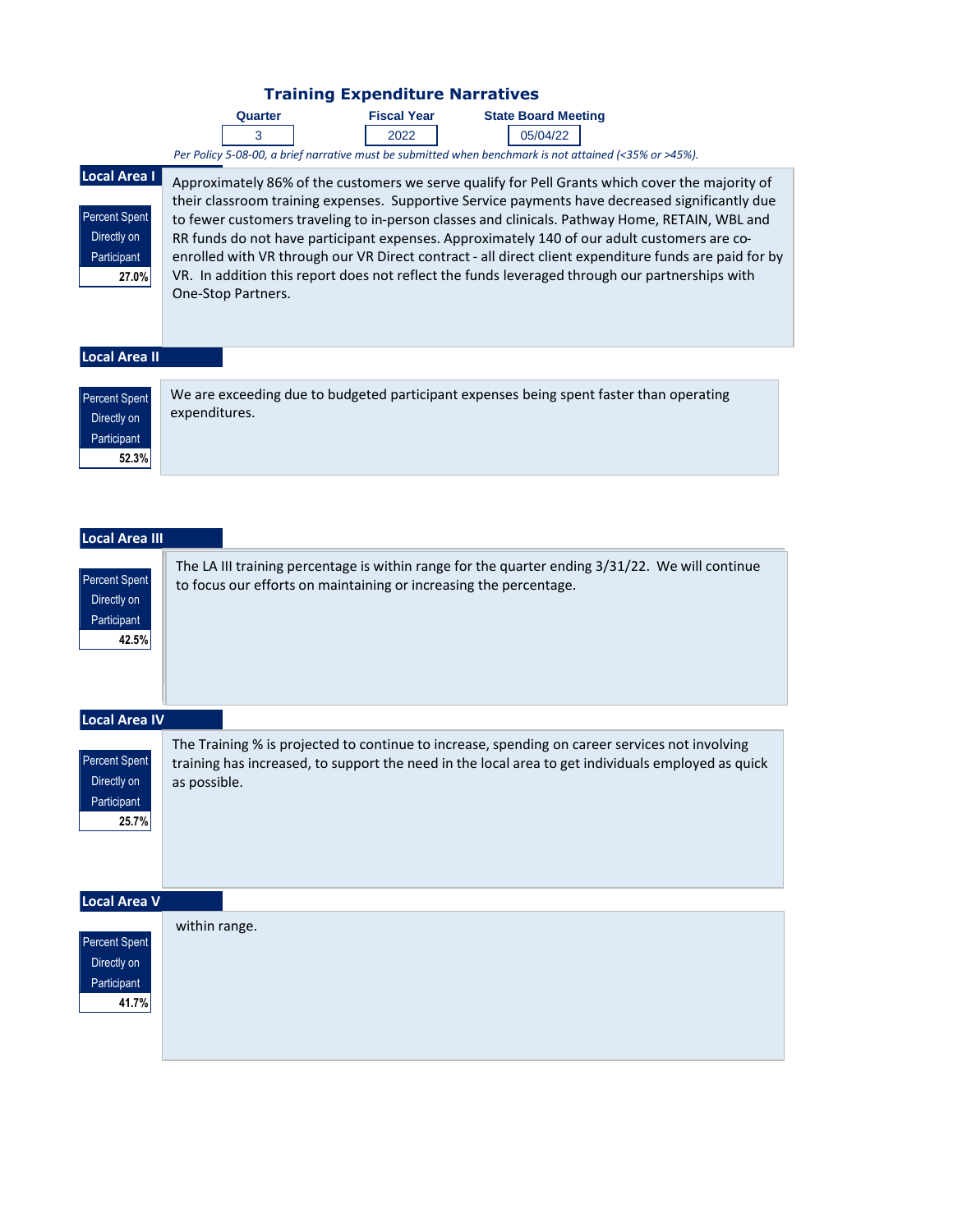# Training Expenditure Narratives

| Quarter | Fiscal Year | State Board Meeting |
|---|---|---|
| 3 | 2022 | 05/04/22 |

*Per Policy 5-08-00, a brief narrative must be submitted when benchmark is not attained (<35% or >45%).*

## Local Area I

**Percent Spent Directly on Participant:** 27.0%

Approximately 86% of the customers we serve qualify for Pell Grants which cover the majority of their classroom training expenses. Supportive Service payments have decreased significantly due to fewer customers traveling to in-person classes and clinicals. Pathway Home, RETAIN, WBL and RR funds do not have participant expenses. Approximately 140 of our adult customers are co-enrolled with VR through our VR Direct contract - all direct client expenditure funds are paid for by VR. In addition this report does not reflect the funds leveraged through our partnerships with One-Stop Partners.

## Local Area II

**Percent Spent Directly on Participant:** 52.3%

We are exceeding due to budgeted participant expenses being spent faster than operating expenditures.

## Local Area III

**Percent Spent Directly on Participant:** 42.5%

The LA III training percentage is within range for the quarter ending 3/31/22. We will continue to focus our efforts on maintaining or increasing the percentage.

## Local Area IV

**Percent Spent Directly on Participant:** 25.7%

The Training % is projected to continue to increase, spending on career services not involving training has increased, to support the need in the local area to get individuals employed as quick as possible.

## Local Area V

**Percent Spent Directly on Participant:** 41.7%

within range.